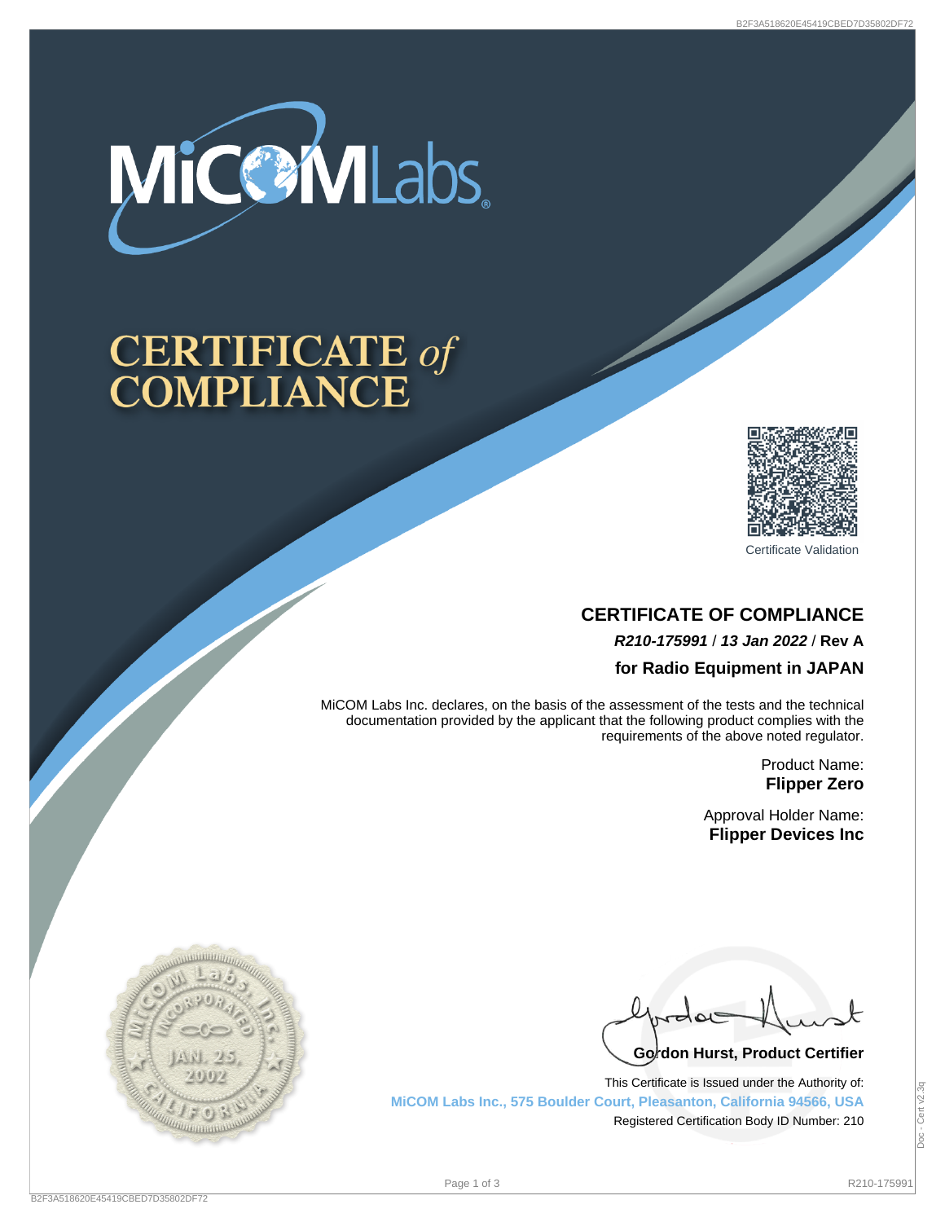# CERTIFICATE *of* COMPLIANCE

Certificate Validation

## CERTIFICATE OF COMPLIANCE

***R210-175991*** / ***13 Jan 2022*** / **Rev A**

**for Radio Equipment in JAPAN**

MiCOM Labs Inc. declares, on the basis of the assessment of the tests and the technical documentation provided by the applicant that the following product complies with the requirements of the above noted regulator.

Product Name:
**Flipper Zero**

Approval Holder Name:
**Flipper Devices Inc**

**Gordon Hurst, Product Certifier**

This Certificate is Issued under the Authority of:
**MiCOM Labs Inc., 575 Boulder Court, Pleasanton, California 94566, USA**
Registered Certification Body ID Number: 210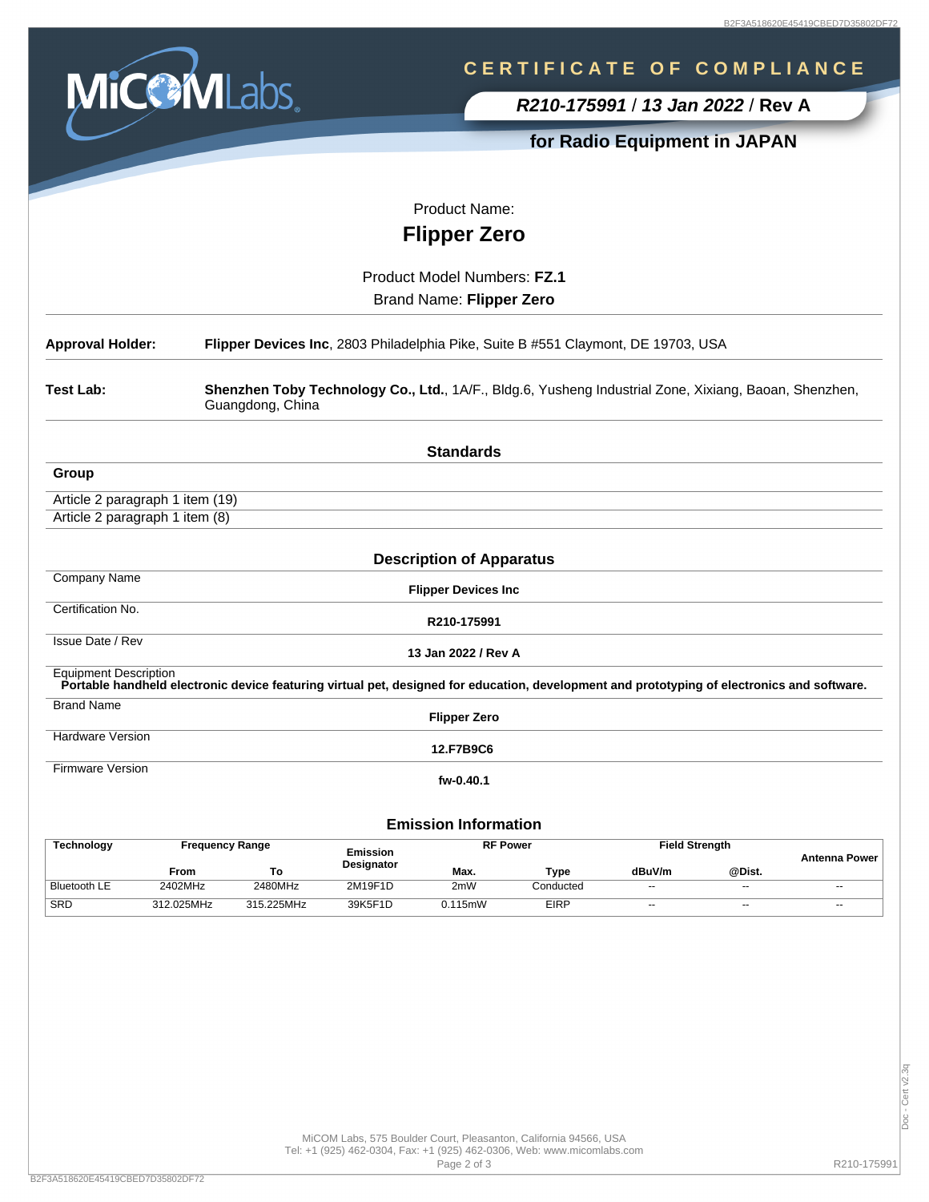# CERTIFICATE OF COMPLIANCE

***R210-175991*** / ***13 Jan 2022*** / **Rev A**

**for Radio Equipment in JAPAN**

Product Name:

## Flipper Zero

Product Model Numbers: **FZ.1**

Brand Name: **Flipper Zero**

**Approval Holder:** **Flipper Devices Inc**, 2803 Philadelphia Pike, Suite B #551 Claymont, DE 19703, USA

**Test Lab:** **Shenzhen Toby Technology Co., Ltd.**, 1A/F., Bldg.6, Yusheng Industrial Zone, Xixiang, Baoan, Shenzhen, Guangdong, China

### Standards

| Group |
|---|
| Article 2 paragraph 1 item (19) |
| Article 2 paragraph 1 item (8) |

### Description of Apparatus

| Field | Value |
|---|---|
| Company Name | **Flipper Devices Inc** |
| Certification No. | **R210-175991** |
| Issue Date / Rev | **13 Jan 2022 / Rev A** |
| Equipment Description | **Portable handheld electronic device featuring virtual pet, designed for education, development and prototyping of electronics and software.** |
| Brand Name | **Flipper Zero** |
| Hardware Version | **12.F7B9C6** |
| Firmware Version | **fw-0.40.1** |

### Emission Information

| Technology | Frequency Range | | Emission Designator | RF Power | | Field Strength | | Antenna Power |
|---|---|---|---|---|---|---|---|---|
| | From | To | | Max. | Type | dBuV/m | @Dist. | |
| Bluetooth LE | 2402MHz | 2480MHz | 2M19F1D | 2mW | Conducted | -- | -- | -- |
| SRD | 312.025MHz | 315.225MHz | 39K5F1D | 0.115mW | EIRP | -- | -- | -- |

MiCOM Labs, 575 Boulder Court, Pleasanton, California 94566, USA
Tel: +1 (925) 462-0304, Fax: +1 (925) 462-0306, Web: www.micomlabs.com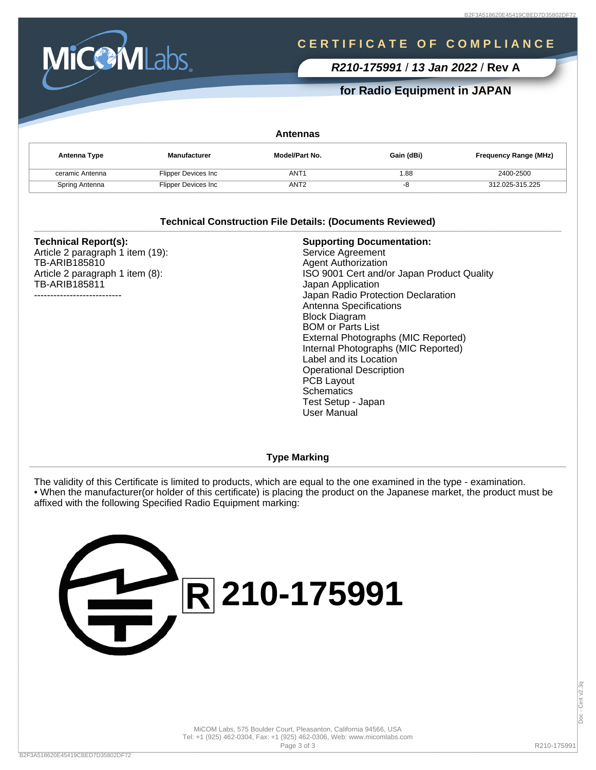# CERTIFICATE OF COMPLIANCE

***R210-175991* / *13 Jan 2022* / Rev A**

**for Radio Equipment in JAPAN**

## Antennas

| Antenna Type | Manufacturer | Model/Part No. | Gain (dBi) | Frequency Range (MHz) |
|---|---|---|---|---|
| ceramic Antenna | Flipper Devices Inc | ANT1 | 1.88 | 2400-2500 |
| Spring Antenna | Flipper Devices Inc | ANT2 | -8 | 312.025-315.225 |

## Technical Construction File Details: (Documents Reviewed)

**Technical Report(s):**
Article 2 paragraph 1 item (19):
TB-ARIB185810
Article 2 paragraph 1 item (8):
TB-ARIB185811
---------------------------

**Supporting Documentation:**
Service Agreement
Agent Authorization
ISO 9001 Cert and/or Japan Product Quality
Japan Application
Japan Radio Protection Declaration
Antenna Specifications
Block Diagram
BOM or Parts List
External Photographs (MIC Reported)
Internal Photographs (MIC Reported)
Label and its Location
Operational Description
PCB Layout
Schematics
Test Setup - Japan
User Manual

## Type Marking

The validity of this Certificate is limited to products, which are equal to the one examined in the type - examination.
• When the manufacturer(or holder of this certificate) is placing the product on the Japanese market, the product must be affixed with the following Specified Radio Equipment marking:

R 210-175991

MiCOM Labs, 575 Boulder Court, Pleasanton, California 94566, USA
Tel: +1 (925) 462-0304, Fax: +1 (925) 462-0306, Web: www.micomlabs.com